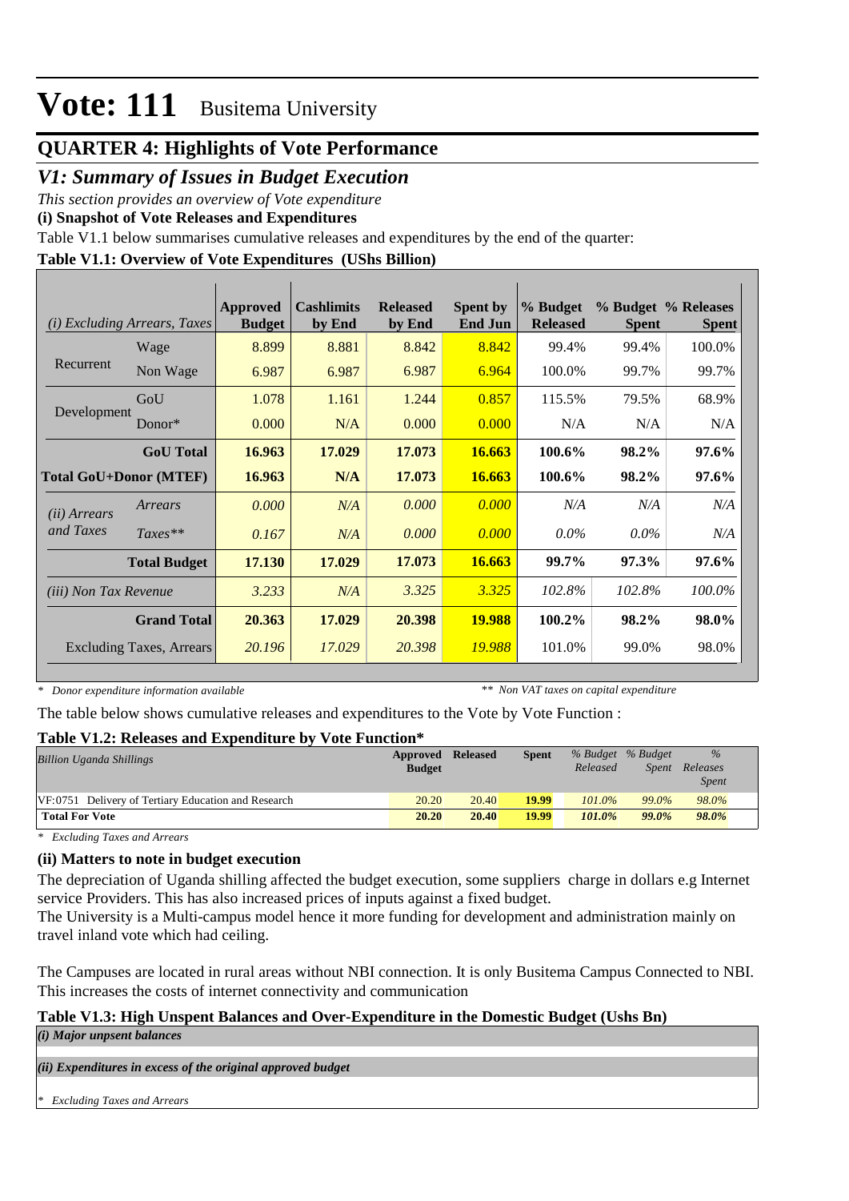# Vote: 111 Busitema University

## QUARTER 4: Highlights of Vote Performance

## *V1: Summary of Issues in Budget Execution*

*This section provides an overview of Vote expenditure*

**(i) Snapshot of Vote Releases and Expenditures**

Table V1.1 below summarises cumulative releases and expenditures by the end of the quarter:

**Table V1.1: Overview of Vote Expenditures (UShs Billion)**

| *(i) Excluding Arrears, Taxes* | | Approved Budget | Cashlimits by End | Released by End | Spent by End Jun | % Budget Released | % Budget Spent | % Releases Spent |
|---|---|---|---|---|---|---|---|---|
| Recurrent | Wage | 8.899 | 8.881 | 8.842 | 8.842 | 99.4% | 99.4% | 100.0% |
| | Non Wage | 6.987 | 6.987 | 6.987 | 6.964 | 100.0% | 99.7% | 99.7% |
| Development | GoU | 1.078 | 1.161 | 1.244 | 0.857 | 115.5% | 79.5% | 68.9% |
| | Donor* | 0.000 | N/A | 0.000 | 0.000 | N/A | N/A | N/A |
| | **GoU Total** | **16.963** | **17.029** | **17.073** | **16.663** | **100.6%** | **98.2%** | **97.6%** |
| **Total GoU+Donor (MTEF)** | | **16.963** | **N/A** | **17.073** | **16.663** | **100.6%** | **98.2%** | **97.6%** |
| *(ii) Arrears and Taxes* | *Arrears* | *0.000* | *N/A* | *0.000* | *0.000* | *N/A* | *N/A* | *N/A* |
| | *Taxes*** | *0.167* | *N/A* | *0.000* | *0.000* | *0.0%* | *0.0%* | *N/A* |
| | **Total Budget** | **17.130** | **17.029** | **17.073** | **16.663** | **99.7%** | **97.3%** | **97.6%** |
| *(iii) Non Tax Revenue* | | *3.233* | *N/A* | *3.325* | *3.325* | *102.8%* | *102.8%* | *100.0%* |
| | **Grand Total** | **20.363** | **17.029** | **20.398** | **19.988** | **100.2%** | **98.2%** | **98.0%** |
| | Excluding Taxes, Arrears | *20.196* | *17.029* | *20.398* | *19.988* | 101.0% | 99.0% | 98.0% |

*\* Donor expenditure information available* *\*\* Non VAT taxes on capital expenditure*

The table below shows cumulative releases and expenditures to the Vote by Vote Function :

**Table V1.2: Releases and Expenditure by Vote Function***

| *Billion Uganda Shillings* | Approved Budget | Released | Spent | *% Budget Released* | *% Budget Spent* | *% Releases Spent* |
|---|---|---|---|---|---|---|
| VF:0751 Delivery of Tertiary Education and Research | 20.20 | 20.40 | **19.99** | *101.0%* | *99.0%* | *98.0%* |
| **Total For Vote** | **20.20** | **20.40** | **19.99** | ***101.0%*** | ***99.0%*** | ***98.0%*** |

*\* Excluding Taxes and Arrears*

**(ii) Matters to note in budget execution**

The depreciation of Uganda shilling affected the budget execution, some suppliers charge in dollars e.g Internet service Providers. This has also increased prices of inputs against a fixed budget.
The University is a Multi-campus model hence it more funding for development and administration mainly on travel inland vote which had ceiling.

The Campuses are located in rural areas without NBI connection. It is only Busitema Campus Connected to NBI. This increases the costs of internet connectivity and communication

**Table V1.3: High Unspent Balances and Over-Expenditure in the Domestic Budget (Ushs Bn)**

***(i) Major unspent balances***

***(ii) Expenditures in excess of the original approved budget***

*\* Excluding Taxes and Arrears*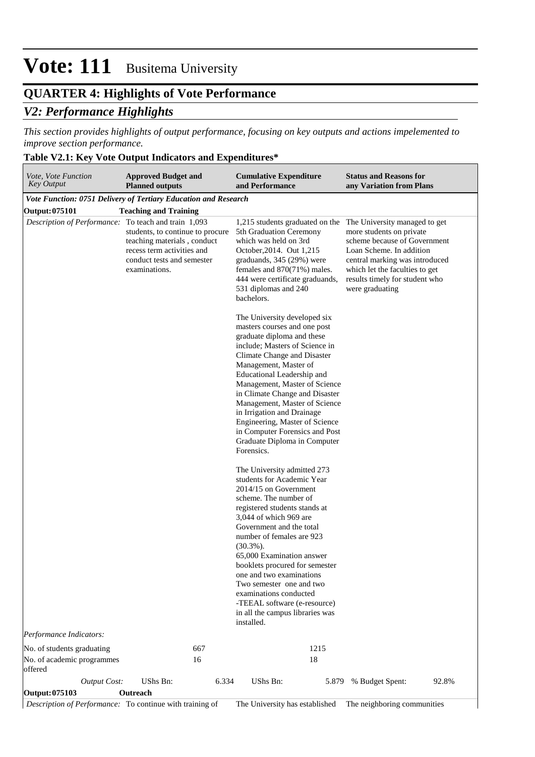# Vote: 111 Busitema University

## QUARTER 4: Highlights of Vote Performance

### *V2: Performance Highlights*

*This section provides highlights of output performance, focusing on key outputs and actions impelemented to improve section performance.*

**Table V2.1: Key Vote Output Indicators and Expenditures***

| *Vote, Vote Function Key Output* | **Approved Budget and Planned outputs** | **Cumulative Expenditure and Performance** | **Status and Reasons for any Variation from Plans** |
|---|---|---|---|
| ***Vote Function: 0751 Delivery of Tertiary Education and Research*** | | | |
| **Output: 075101** | **Teaching and Training** | | |
| *Description of Performance:* | To teach and train 1,093 students, to continue to procure teaching materials , conduct recess term activities and conduct tests and semester examinations. | 1,215 students graduated on the 5th Graduation Ceremony which was held on 3rd October,2014. Out 1,215 graduands, 345 (29%) were females and 870(71%) males. 444 were certificate graduands, 531 diplomas and 240 bachelors.<br><br>The University developed six masters courses and one post graduate diploma and these include; Masters of Science in Climate Change and Disaster Management, Master of Educational Leadership and Management, Master of Science in Climate Change and Disaster Management, Master of Science in Irrigation and Drainage Engineering, Master of Science in Computer Forensics and Post Graduate Diploma in Computer Forensics.<br><br>The University admitted 273 students for Academic Year 2014/15 on Government scheme. The number of registered students stands at 3,044 of which 969 are Government and the total number of females are 923 (30.3%).<br>65,000 Examination answer booklets procured for semester one and two examinations<br>Two semester one and two examinations conducted<br>-TEEAL software (e-resource) in all the campus libraries was installed. | The University managed to get more students on private scheme because of Government Loan Scheme. In addition central marking was introduced which let the faculties to get results timely for student who were graduating |
| *Performance Indicators:* | | | |
| No. of students graduating | 667 | 1215 | |
| No. of academic programmes offered | 16 | 18 | |
| *Output Cost:* | UShs Bn: 6.334 | UShs Bn: 5.879 | % Budget Spent: 92.8% |
| **Output: 075103** | **Outreach** | | |
| *Description of Performance:* | To continue with training of | The University has established | The neighboring communities |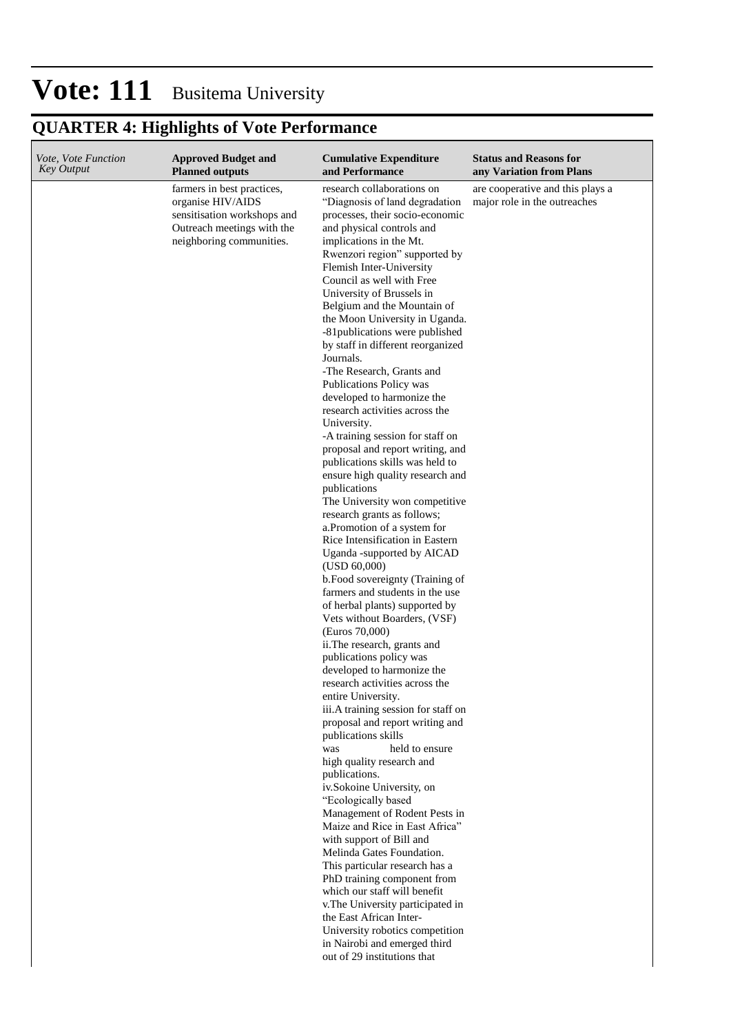# Vote: 111 Busitema University

## QUARTER 4: Highlights of Vote Performance

| *Vote, Vote Function Key Output* | **Approved Budget and Planned outputs** | **Cumulative Expenditure and Performance** | **Status and Reasons for any Variation from Plans** |
|---|---|---|---|
| | farmers in best practices, organise HIV/AIDS sensitisation workshops and Outreach meetings with the neighboring communities. | research collaborations on "Diagnosis of land degradation processes, their socio-economic and physical controls and implications in the Mt. Rwenzori region" supported by Flemish Inter-University Council as well with Free University of Brussels in Belgium and the Mountain of the Moon University in Uganda.<br>-81publications were published by staff in different reorganized Journals.<br>-The Research, Grants and Publications Policy was developed to harmonize the research activities across the University.<br>-A training session for staff on proposal and report writing, and publications skills was held to ensure high quality research and publications<br>The University won competitive research grants as follows;<br>a.Promotion of a system for Rice Intensification in Eastern Uganda -supported by AICAD (USD 60,000)<br>b.Food sovereignty (Training of farmers and students in the use of herbal plants) supported by Vets without Boarders, (VSF) (Euros 70,000)<br>ii.The research, grants and publications policy was developed to harmonize the research activities across the entire University.<br>iii.A training session for staff on proposal and report writing and publications skills was held to ensure high quality research and publications.<br>iv.Sokoine University, on "Ecologically based Management of Rodent Pests in Maize and Rice in East Africa" with support of Bill and Melinda Gates Foundation. This particular research has a PhD training component from which our staff will benefit<br>v.The University participated in the East African Inter-University robotics competition in Nairobi and emerged third out of 29 institutions that | are cooperative and this plays a major role in the outreaches |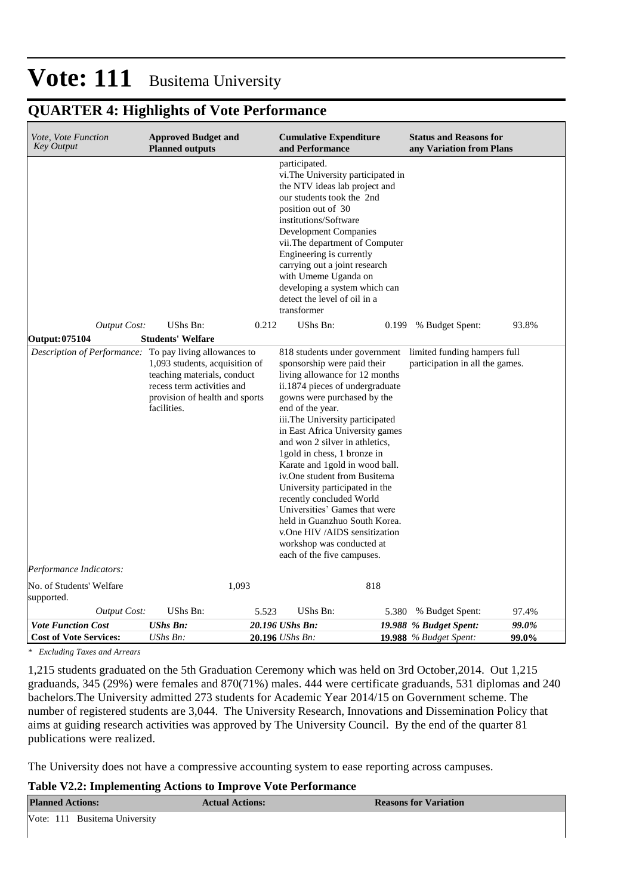# Vote: 111 Busitema University

## QUARTER 4: Highlights of Vote Performance

| *Vote, Vote Function Key Output* | **Approved Budget and Planned outputs** | | **Cumulative Expenditure and Performance** | | **Status and Reasons for any Variation from Plans** | |
|---|---|---|---|---|---|---|
| | | | participated.<br>vi.The University participated in the NTV ideas lab project and our students took the 2nd position out of 30 institutions/Software Development Companies<br>vii.The department of Computer Engineering is currently carrying out a joint research with Umeme Uganda on developing a system which can detect the level of oil in a transformer | | | |
| *Output Cost:* | UShs Bn: | 0.212 | UShs Bn: | 0.199 | % Budget Spent: | 93.8% |
| **Output: 075104** | **Students' Welfare** | | | | | |
| *Description of Performance:* | To pay living allowances to 1,093 students, acquisition of teaching materials, conduct recess term activities and provision of health and sports facilities. | | 818 students under government sponsorship were paid their living allowance for 12 months<br>ii.1874 pieces of undergraduate gowns were purchased by the end of the year.<br>iii.The University participated in East Africa University games and won 2 silver in athletics, 1gold in chess, 1 bronze in Karate and 1gold in wood ball.<br>iv.One student from Busitema University participated in the recently concluded World Universities' Games that were held in Guanzhuo South Korea.<br>v.One HIV /AIDS sensitization workshop was conducted at each of the five campuses. | | limited funding hampers full participation in all the games. | |
| *Performance Indicators:* | | | | | | |
| No. of Students' Welfare supported. | | 1,093 | | 818 | | |
| *Output Cost:* | UShs Bn: | 5.523 | UShs Bn: | 5.380 | % Budget Spent: | 97.4% |
| ***Vote Function Cost*** | ***UShs Bn:*** | ***20.196*** | ***UShs Bn:*** | ***19.988*** | ***% Budget Spent:*** | ***99.0%*** |
| **Cost of Vote Services:** | *UShs Bn:* | **20.196** | *UShs Bn:* | **19.988** | *% Budget Spent:* | **99.0%** |

*\* Excluding Taxes and Arrears*

1,215 students graduated on the 5th Graduation Ceremony which was held on 3rd October,2014. Out 1,215 graduands, 345 (29%) were females and 870(71%) males. 444 were certificate graduands, 531 diplomas and 240 bachelors.The University admitted 273 students for Academic Year 2014/15 on Government scheme. The number of registered students are 3,044. The University Research, Innovations and Dissemination Policy that aims at guiding research activities was approved by The University Council. By the end of the quarter 81 publications were realized.

The University does not have a compressive accounting system to ease reporting across campuses.

**Table V2.2: Implementing Actions to Improve Vote Performance**

| **Planned Actions:** | **Actual Actions:** | **Reasons for Variation** |
|---|---|---|
| Vote: 111 Busitema University | | |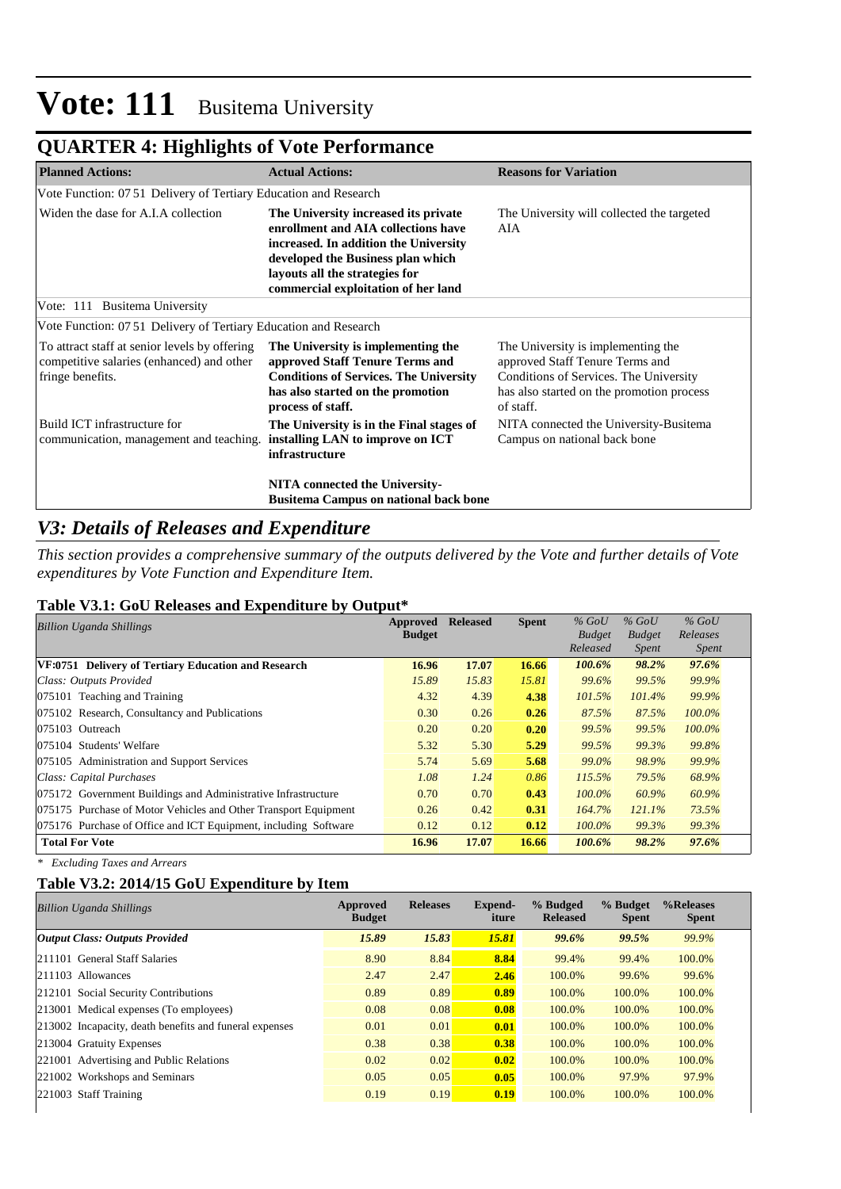# Vote: 111 Busitema University

## QUARTER 4: Highlights of Vote Performance

| Planned Actions: | Actual Actions: | Reasons for Variation |
|---|---|---|
| Vote Function: 07 51 Delivery of Tertiary Education and Research | | |
| Widen the dase for A.I.A collection | **The University increased its private enrollment and AIA collections have increased. In addition the University developed the Business plan which layouts all the strategies for commercial exploitation of her land** | The University will collected the targeted AIA |
| Vote: 111 Busitema University | | |
| Vote Function: 07 51 Delivery of Tertiary Education and Research | | |
| To attract staff at senior levels by offering competitive salaries (enhanced) and other fringe benefits. | **The University is implementing the approved Staff Tenure Terms and Conditions of Services. The University has also started on the promotion process of staff.** | The University is implementing the approved Staff Tenure Terms and Conditions of Services. The University has also started on the promotion process of staff. |
| Build ICT infrastructure for communication, management and teaching. | **The University is in the Final stages of installing LAN to improve on ICT infrastructure**<br><br>**NITA connected the University-Busitema Campus on national back bone** | NITA connected the University-Busitema Campus on national back bone |

## *V3: Details of Releases and Expenditure*

*This section provides a comprehensive summary of the outputs delivered by the Vote and further details of Vote expenditures by Vote Function and Expenditure Item.*

### Table V3.1: GoU Releases and Expenditure by Output*

| *Billion Uganda Shillings* | Approved Budget | Released | Spent | *% GoU Budget Released* | *% GoU Budget Spent* | *% GoU Releases Spent* |
|---|---|---|---|---|---|---|
| **VF:0751 Delivery of Tertiary Education and Research** | **16.96** | **17.07** | **16.66** | ***100.6%*** | ***98.2%*** | ***97.6%*** |
| *Class: Outputs Provided* | *15.89* | *15.83* | *15.81* | *99.6%* | *99.5%* | *99.9%* |
| 075101 Teaching and Training | 4.32 | 4.39 | **4.38** | *101.5%* | *101.4%* | *99.9%* |
| 075102 Research, Consultancy and Publications | 0.30 | 0.26 | **0.26** | *87.5%* | *87.5%* | *100.0%* |
| 075103 Outreach | 0.20 | 0.20 | **0.20** | *99.5%* | *99.5%* | *100.0%* |
| 075104 Students' Welfare | 5.32 | 5.30 | **5.29** | *99.5%* | *99.3%* | *99.8%* |
| 075105 Administration and Support Services | 5.74 | 5.69 | **5.68** | *99.0%* | *98.9%* | *99.9%* |
| *Class: Capital Purchases* | *1.08* | *1.24* | *0.86* | *115.5%* | *79.5%* | *68.9%* |
| 075172 Government Buildings and Administrative Infrastructure | 0.70 | 0.70 | **0.43** | *100.0%* | *60.9%* | *60.9%* |
| 075175 Purchase of Motor Vehicles and Other Transport Equipment | 0.26 | 0.42 | **0.31** | *164.7%* | *121.1%* | *73.5%* |
| 075176 Purchase of Office and ICT Equipment, including Software | 0.12 | 0.12 | **0.12** | *100.0%* | *99.3%* | *99.3%* |
| **Total For Vote** | **16.96** | **17.07** | **16.66** | ***100.6%*** | ***98.2%*** | ***97.6%*** |

*\* Excluding Taxes and Arrears*

### Table V3.2: 2014/15 GoU Expenditure by Item

| *Billion Uganda Shillings* | Approved Budget | Releases | Expend-iture | % Budgeted Released | % Budget Spent | %Releases Spent |
|---|---|---|---|---|---|---|
| ***Output Class: Outputs Provided*** | ***15.89*** | ***15.83*** | ***15.81*** | ***99.6%*** | ***99.5%*** | *99.9%* |
| 211101 General Staff Salaries | 8.90 | 8.84 | **8.84** | 99.4% | 99.4% | 100.0% |
| 211103 Allowances | 2.47 | 2.47 | **2.46** | 100.0% | 99.6% | 99.6% |
| 212101 Social Security Contributions | 0.89 | 0.89 | **0.89** | 100.0% | 100.0% | 100.0% |
| 213001 Medical expenses (To employees) | 0.08 | 0.08 | **0.08** | 100.0% | 100.0% | 100.0% |
| 213002 Incapacity, death benefits and funeral expenses | 0.01 | 0.01 | **0.01** | 100.0% | 100.0% | 100.0% |
| 213004 Gratuity Expenses | 0.38 | 0.38 | **0.38** | 100.0% | 100.0% | 100.0% |
| 221001 Advertising and Public Relations | 0.02 | 0.02 | **0.02** | 100.0% | 100.0% | 100.0% |
| 221002 Workshops and Seminars | 0.05 | 0.05 | **0.05** | 100.0% | 97.9% | 97.9% |
| 221003 Staff Training | 0.19 | 0.19 | **0.19** | 100.0% | 100.0% | 100.0% |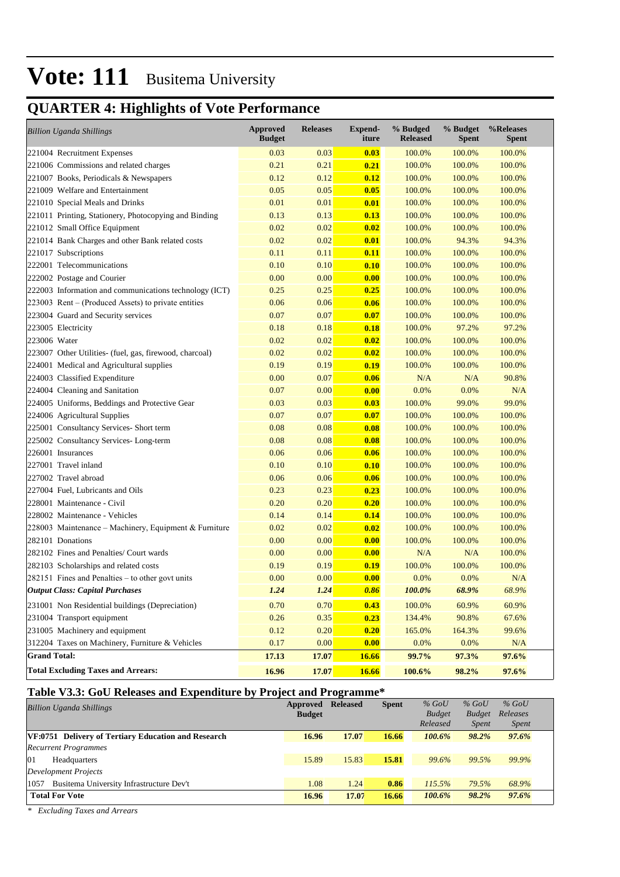# Vote: 111 Busitema University

## QUARTER 4: Highlights of Vote Performance

| *Billion Uganda Shillings* | Approved Budget | Releases | Expend-iture | % Budged Released | % Budget Spent | %Releases Spent |
|---|---|---|---|---|---|---|
| 221004 Recruitment Expenses | 0.03 | 0.03 | **0.03** | 100.0% | 100.0% | 100.0% |
| 221006 Commissions and related charges | 0.21 | 0.21 | **0.21** | 100.0% | 100.0% | 100.0% |
| 221007 Books, Periodicals & Newspapers | 0.12 | 0.12 | **0.12** | 100.0% | 100.0% | 100.0% |
| 221009 Welfare and Entertainment | 0.05 | 0.05 | **0.05** | 100.0% | 100.0% | 100.0% |
| 221010 Special Meals and Drinks | 0.01 | 0.01 | **0.01** | 100.0% | 100.0% | 100.0% |
| 221011 Printing, Stationery, Photocopying and Binding | 0.13 | 0.13 | **0.13** | 100.0% | 100.0% | 100.0% |
| 221012 Small Office Equipment | 0.02 | 0.02 | **0.02** | 100.0% | 100.0% | 100.0% |
| 221014 Bank Charges and other Bank related costs | 0.02 | 0.02 | **0.01** | 100.0% | 94.3% | 94.3% |
| 221017 Subscriptions | 0.11 | 0.11 | **0.11** | 100.0% | 100.0% | 100.0% |
| 222001 Telecommunications | 0.10 | 0.10 | **0.10** | 100.0% | 100.0% | 100.0% |
| 222002 Postage and Courier | 0.00 | 0.00 | **0.00** | 100.0% | 100.0% | 100.0% |
| 222003 Information and communications technology (ICT) | 0.25 | 0.25 | **0.25** | 100.0% | 100.0% | 100.0% |
| 223003 Rent – (Produced Assets) to private entities | 0.06 | 0.06 | **0.06** | 100.0% | 100.0% | 100.0% |
| 223004 Guard and Security services | 0.07 | 0.07 | **0.07** | 100.0% | 100.0% | 100.0% |
| 223005 Electricity | 0.18 | 0.18 | **0.18** | 100.0% | 97.2% | 97.2% |
| 223006 Water | 0.02 | 0.02 | **0.02** | 100.0% | 100.0% | 100.0% |
| 223007 Other Utilities- (fuel, gas, firewood, charcoal) | 0.02 | 0.02 | **0.02** | 100.0% | 100.0% | 100.0% |
| 224001 Medical and Agricultural supplies | 0.19 | 0.19 | **0.19** | 100.0% | 100.0% | 100.0% |
| 224003 Classified Expenditure | 0.00 | 0.07 | **0.06** | N/A | N/A | 90.8% |
| 224004 Cleaning and Sanitation | 0.07 | 0.00 | **0.00** | 0.0% | 0.0% | N/A |
| 224005 Uniforms, Beddings and Protective Gear | 0.03 | 0.03 | **0.03** | 100.0% | 99.0% | 99.0% |
| 224006 Agricultural Supplies | 0.07 | 0.07 | **0.07** | 100.0% | 100.0% | 100.0% |
| 225001 Consultancy Services- Short term | 0.08 | 0.08 | **0.08** | 100.0% | 100.0% | 100.0% |
| 225002 Consultancy Services- Long-term | 0.08 | 0.08 | **0.08** | 100.0% | 100.0% | 100.0% |
| 226001 Insurances | 0.06 | 0.06 | **0.06** | 100.0% | 100.0% | 100.0% |
| 227001 Travel inland | 0.10 | 0.10 | **0.10** | 100.0% | 100.0% | 100.0% |
| 227002 Travel abroad | 0.06 | 0.06 | **0.06** | 100.0% | 100.0% | 100.0% |
| 227004 Fuel, Lubricants and Oils | 0.23 | 0.23 | **0.23** | 100.0% | 100.0% | 100.0% |
| 228001 Maintenance - Civil | 0.20 | 0.20 | **0.20** | 100.0% | 100.0% | 100.0% |
| 228002 Maintenance - Vehicles | 0.14 | 0.14 | **0.14** | 100.0% | 100.0% | 100.0% |
| 228003 Maintenance – Machinery, Equipment & Furniture | 0.02 | 0.02 | **0.02** | 100.0% | 100.0% | 100.0% |
| 282101 Donations | 0.00 | 0.00 | **0.00** | 100.0% | 100.0% | 100.0% |
| 282102 Fines and Penalties/ Court wards | 0.00 | 0.00 | **0.00** | N/A | N/A | 100.0% |
| 282103 Scholarships and related costs | 0.19 | 0.19 | **0.19** | 100.0% | 100.0% | 100.0% |
| 282151 Fines and Penalties – to other govt units | 0.00 | 0.00 | **0.00** | 0.0% | 0.0% | N/A |
| ***Output Class: Capital Purchases*** | ***1.24*** | ***1.24*** | ***0.86*** | ***100.0%*** | ***68.9%*** | *68.9%* |
| 231001 Non Residential buildings (Depreciation) | 0.70 | 0.70 | **0.43** | 100.0% | 60.9% | 60.9% |
| 231004 Transport equipment | 0.26 | 0.35 | **0.23** | 134.4% | 90.8% | 67.6% |
| 231005 Machinery and equipment | 0.12 | 0.20 | **0.20** | 165.0% | 164.3% | 99.6% |
| 312204 Taxes on Machinery, Furniture & Vehicles | 0.17 | 0.00 | **0.00** | 0.0% | 0.0% | N/A |
| **Grand Total:** | **17.13** | **17.07** | **16.66** | **99.7%** | **97.3%** | **97.6%** |
| **Total Excluding Taxes and Arrears:** | **16.96** | **17.07** | **16.66** | **100.6%** | **98.2%** | **97.6%** |

### Table V3.3: GoU Releases and Expenditure by Project and Programme*

| *Billion Uganda Shillings* | Approved Budget | Released | Spent | *% GoU Budget Released* | *% GoU Budget Spent* | *% GoU Releases Spent* |
|---|---|---|---|---|---|---|
| **VF:0751 Delivery of Tertiary Education and Research** | **16.96** | **17.07** | **16.66** | ***100.6%*** | ***98.2%*** | ***97.6%*** |
| *Recurrent Programmes* | | | | | | |
| 01 Headquarters | 15.89 | 15.83 | **15.81** | *99.6%* | *99.5%* | *99.9%* |
| *Development Projects* | | | | | | |
| 1057 Busitema University Infrastructure Dev't | 1.08 | 1.24 | **0.86** | *115.5%* | *79.5%* | *68.9%* |
| **Total For Vote** | **16.96** | **17.07** | **16.66** | ***100.6%*** | ***98.2%*** | ***97.6%*** |

\* *Excluding Taxes and Arrears*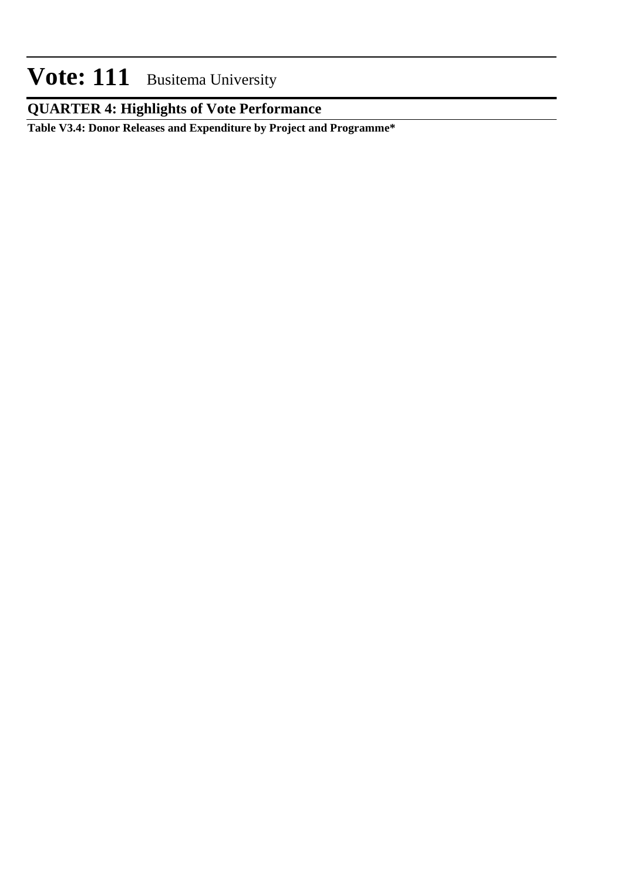# Vote: 111 Busitema University

## QUARTER 4: Highlights of Vote Performance

**Table V3.4: Donor Releases and Expenditure by Project and Programme***